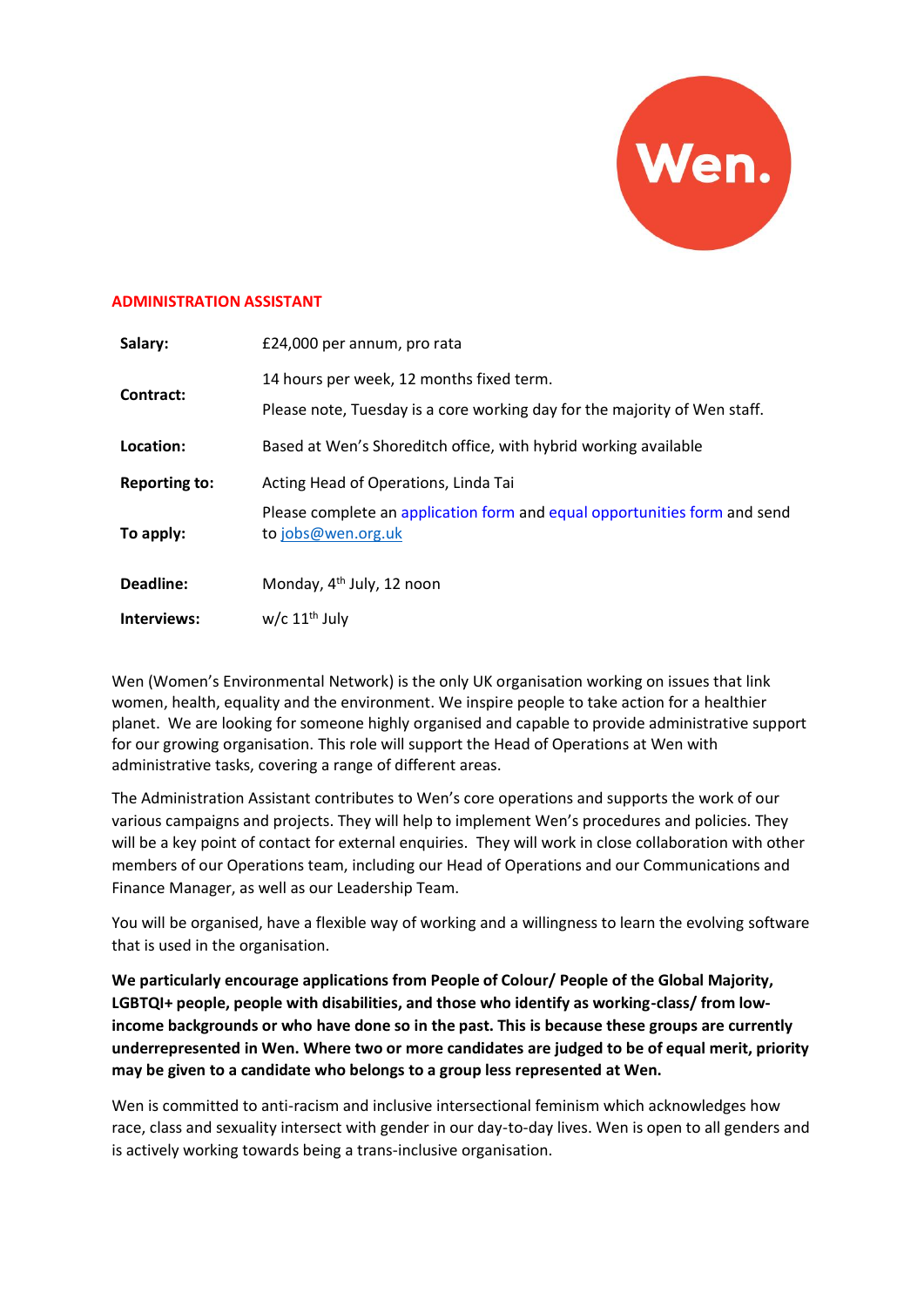Wen.

## ADMINISTRATION ASSISTANT

| | |
|---|---|
| **Salary:** | £24,000 per annum, pro rata |
| **Contract:** | 14 hours per week, 12 months fixed term. Please note, Tuesday is a core working day for the majority of Wen staff. |
| **Location:** | Based at Wen's Shoreditch office, with hybrid working available |
| **Reporting to:** | Acting Head of Operations, Linda Tai |
| **To apply:** | Please complete an application form and equal opportunities form and send to jobs@wen.org.uk |
| **Deadline:** | Monday, 4th July, 12 noon |
| **Interviews:** | w/c 11th July |

Wen (Women's Environmental Network) is the only UK organisation working on issues that link women, health, equality and the environment. We inspire people to take action for a healthier planet. We are looking for someone highly organised and capable to provide administrative support for our growing organisation. This role will support the Head of Operations at Wen with administrative tasks, covering a range of different areas.

The Administration Assistant contributes to Wen's core operations and supports the work of our various campaigns and projects. They will help to implement Wen's procedures and policies. They will be a key point of contact for external enquiries. They will work in close collaboration with other members of our Operations team, including our Head of Operations and our Communications and Finance Manager, as well as our Leadership Team.

You will be organised, have a flexible way of working and a willingness to learn the evolving software that is used in the organisation.

**We particularly encourage applications from People of Colour/ People of the Global Majority, LGBTQI+ people, people with disabilities, and those who identify as working-class/ from low-income backgrounds or who have done so in the past. This is because these groups are currently underrepresented in Wen. Where two or more candidates are judged to be of equal merit, priority may be given to a candidate who belongs to a group less represented at Wen.**

Wen is committed to anti-racism and inclusive intersectional feminism which acknowledges how race, class and sexuality intersect with gender in our day-to-day lives. Wen is open to all genders and is actively working towards being a trans-inclusive organisation.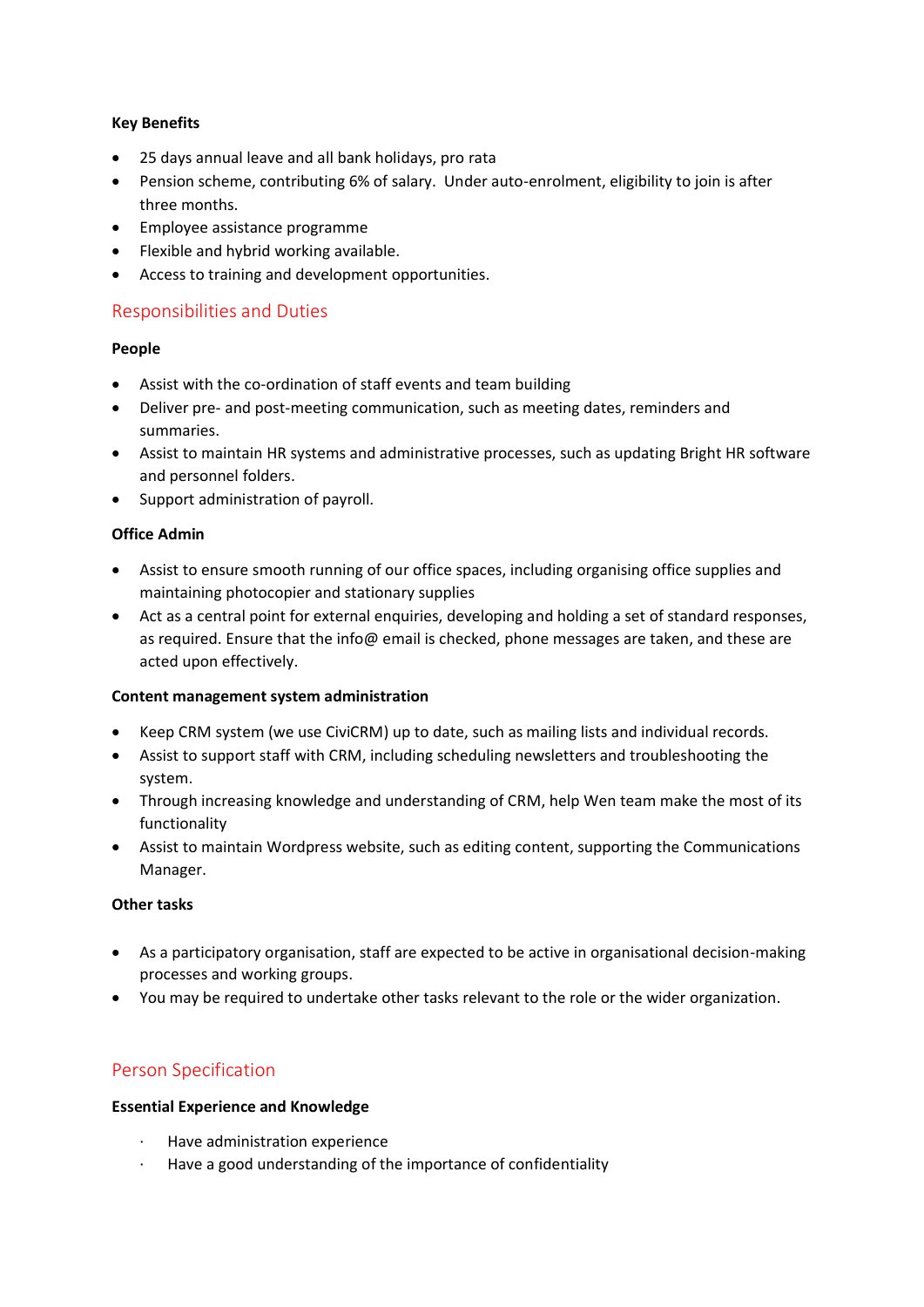**Key Benefits**

- 25 days annual leave and all bank holidays, pro rata
- Pension scheme, contributing 6% of salary. Under auto-enrolment, eligibility to join is after three months.
- Employee assistance programme
- Flexible and hybrid working available.
- Access to training and development opportunities.

## Responsibilities and Duties

**People**

- Assist with the co-ordination of staff events and team building
- Deliver pre- and post-meeting communication, such as meeting dates, reminders and summaries.
- Assist to maintain HR systems and administrative processes, such as updating Bright HR software and personnel folders.
- Support administration of payroll.

**Office Admin**

- Assist to ensure smooth running of our office spaces, including organising office supplies and maintaining photocopier and stationary supplies
- Act as a central point for external enquiries, developing and holding a set of standard responses, as required. Ensure that the info@ email is checked, phone messages are taken, and these are acted upon effectively.

**Content management system administration**

- Keep CRM system (we use CiviCRM) up to date, such as mailing lists and individual records.
- Assist to support staff with CRM, including scheduling newsletters and troubleshooting the system.
- Through increasing knowledge and understanding of CRM, help Wen team make the most of its functionality
- Assist to maintain Wordpress website, such as editing content, supporting the Communications Manager.

**Other tasks**

- As a participatory organisation, staff are expected to be active in organisational decision-making processes and working groups.
- You may be required to undertake other tasks relevant to the role or the wider organization.

## Person Specification

**Essential Experience and Knowledge**

- Have administration experience
- Have a good understanding of the importance of confidentiality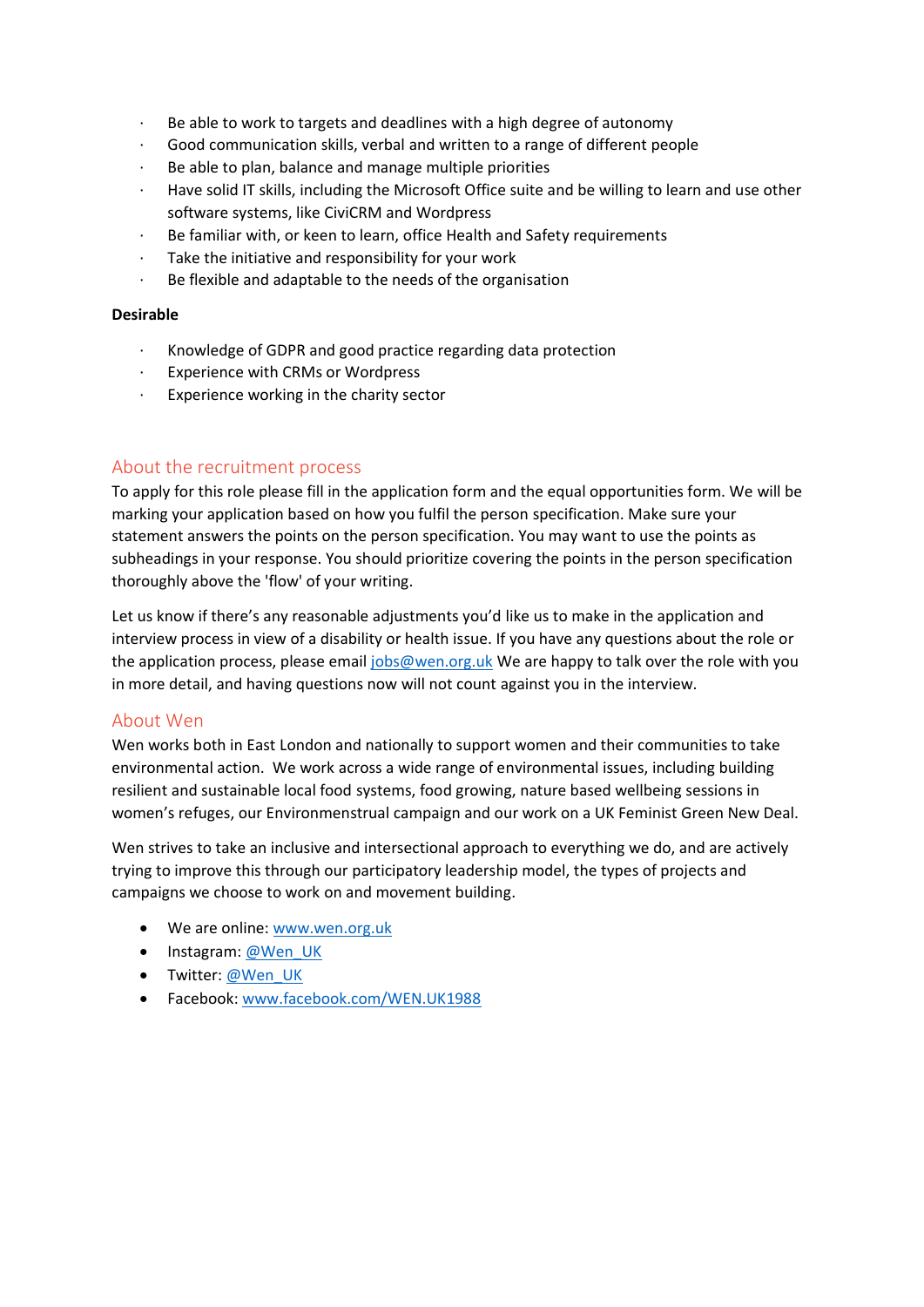- Be able to work to targets and deadlines with a high degree of autonomy
- Good communication skills, verbal and written to a range of different people
- Be able to plan, balance and manage multiple priorities
- Have solid IT skills, including the Microsoft Office suite and be willing to learn and use other software systems, like CiviCRM and Wordpress
- Be familiar with, or keen to learn, office Health and Safety requirements
- Take the initiative and responsibility for your work
- Be flexible and adaptable to the needs of the organisation

**Desirable**

- Knowledge of GDPR and good practice regarding data protection
- Experience with CRMs or Wordpress
- Experience working in the charity sector

## About the recruitment process

To apply for this role please fill in the application form and the equal opportunities form. We will be marking your application based on how you fulfil the person specification. Make sure your statement answers the points on the person specification. You may want to use the points as subheadings in your response. You should prioritize covering the points in the person specification thoroughly above the 'flow' of your writing.

Let us know if there's any reasonable adjustments you'd like us to make in the application and interview process in view of a disability or health issue. If you have any questions about the role or the application process, please email jobs@wen.org.uk We are happy to talk over the role with you in more detail, and having questions now will not count against you in the interview.

## About Wen

Wen works both in East London and nationally to support women and their communities to take environmental action. We work across a wide range of environmental issues, including building resilient and sustainable local food systems, food growing, nature based wellbeing sessions in women's refuges, our Environmenstrual campaign and our work on a UK Feminist Green New Deal.

Wen strives to take an inclusive and intersectional approach to everything we do, and are actively trying to improve this through our participatory leadership model, the types of projects and campaigns we choose to work on and movement building.

- We are online: www.wen.org.uk
- Instagram: @Wen_UK
- Twitter: @Wen_UK
- Facebook: www.facebook.com/WEN.UK1988